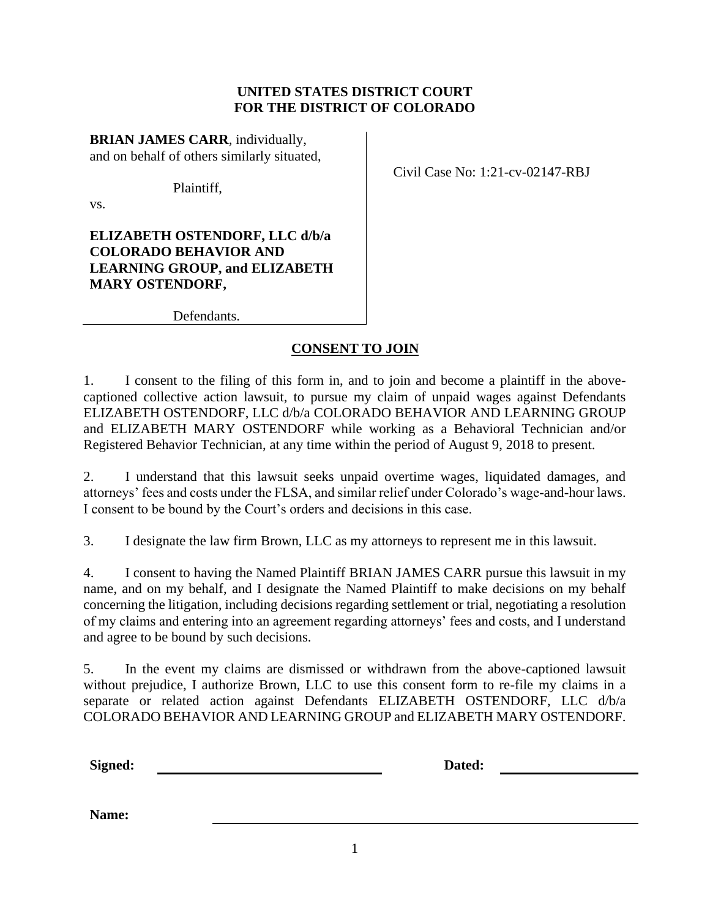**UNITED STATES DISTRICT COURT**
**FOR THE DISTRICT OF COLORADO**

**BRIAN JAMES CARR**, individually,
and on behalf of others similarly situated,

Plaintiff,

vs.

**ELIZABETH OSTENDORF, LLC d/b/a COLORADO BEHAVIOR AND LEARNING GROUP, and ELIZABETH MARY OSTENDORF,**

Defendants.

Civil Case No: 1:21-cv-02147-RBJ

## CONSENT TO JOIN

1. I consent to the filing of this form in, and to join and become a plaintiff in the above-captioned collective action lawsuit, to pursue my claim of unpaid wages against Defendants ELIZABETH OSTENDORF, LLC d/b/a COLORADO BEHAVIOR AND LEARNING GROUP and ELIZABETH MARY OSTENDORF while working as a Behavioral Technician and/or Registered Behavior Technician, at any time within the period of August 9, 2018 to present.

2. I understand that this lawsuit seeks unpaid overtime wages, liquidated damages, and attorneys' fees and costs under the FLSA, and similar relief under Colorado's wage-and-hour laws. I consent to be bound by the Court's orders and decisions in this case.

3. I designate the law firm Brown, LLC as my attorneys to represent me in this lawsuit.

4. I consent to having the Named Plaintiff BRIAN JAMES CARR pursue this lawsuit in my name, and on my behalf, and I designate the Named Plaintiff to make decisions on my behalf concerning the litigation, including decisions regarding settlement or trial, negotiating a resolution of my claims and entering into an agreement regarding attorneys' fees and costs, and I understand and agree to be bound by such decisions.

5. In the event my claims are dismissed or withdrawn from the above-captioned lawsuit without prejudice, I authorize Brown, LLC to use this consent form to re-file my claims in a separate or related action against Defendants ELIZABETH OSTENDORF, LLC d/b/a COLORADO BEHAVIOR AND LEARNING GROUP and ELIZABETH MARY OSTENDORF.

**Signed:** ______________________________ **Dated:** ____________________

**Name:** ______________________________________________________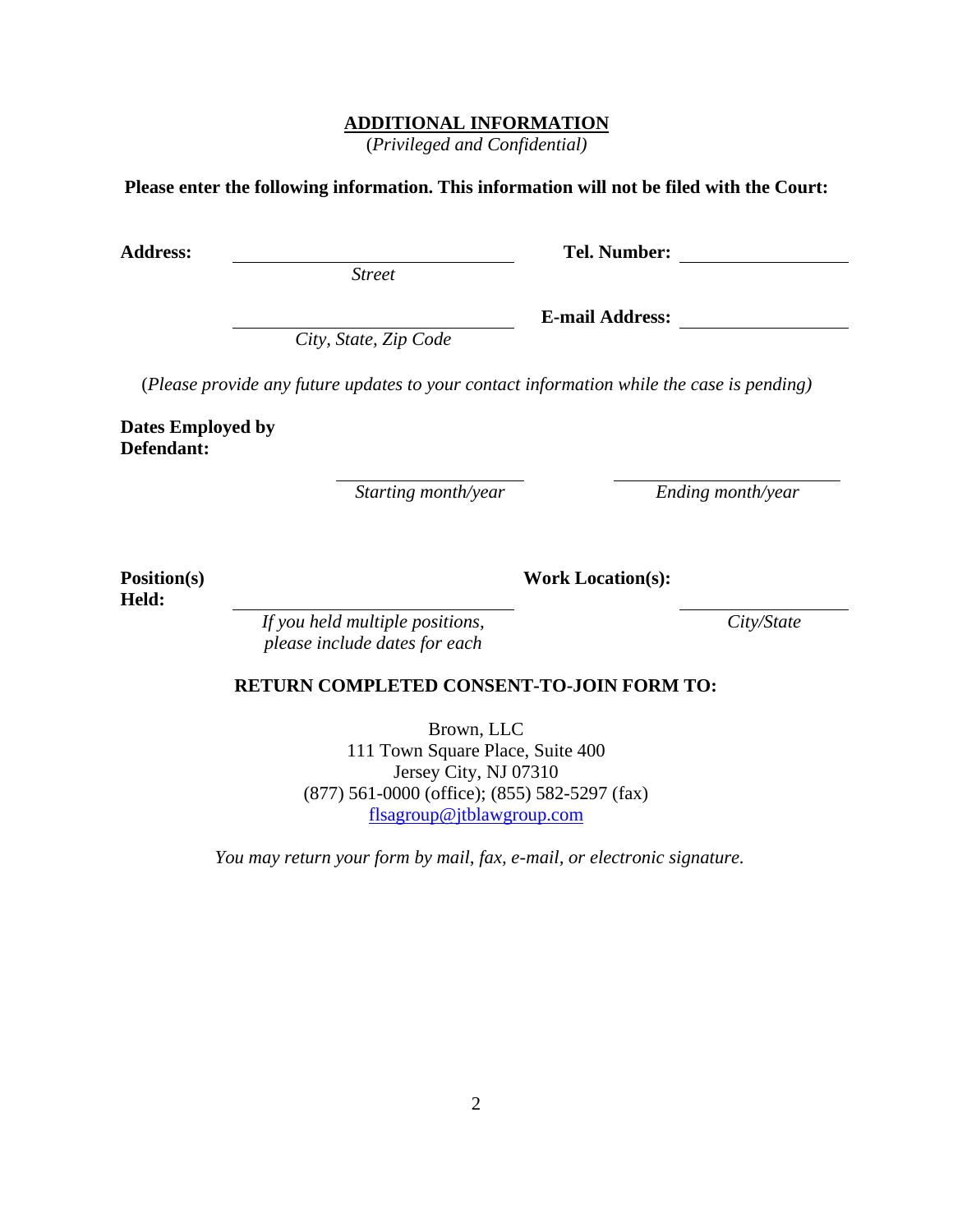## ADDITIONAL INFORMATION

(*Privileged and Confidential)*

**Please enter the following information. This information will not be filed with the Court:**

**Address:** ______________________________
*Street*

______________________________
*City, State, Zip Code*

**Tel. Number:** ____________________

**E-mail Address:** ____________________

(*Please provide any future updates to your contact information while the case is pending)*

**Dates Employed by Defendant:**

____________________
*Starting month/year*

____________________
*Ending month/year*

**Position(s) Held:** ______________________________
*If you held multiple positions, please include dates for each*

**Work Location(s):** ____________________
*City/State*

**RETURN COMPLETED CONSENT-TO-JOIN FORM TO:**

Brown, LLC
111 Town Square Place, Suite 400
Jersey City, NJ 07310
(877) 561-0000 (office); (855) 582-5297 (fax)
flsagroup@jtblawgroup.com

*You may return your form by mail, fax, e-mail, or electronic signature.*